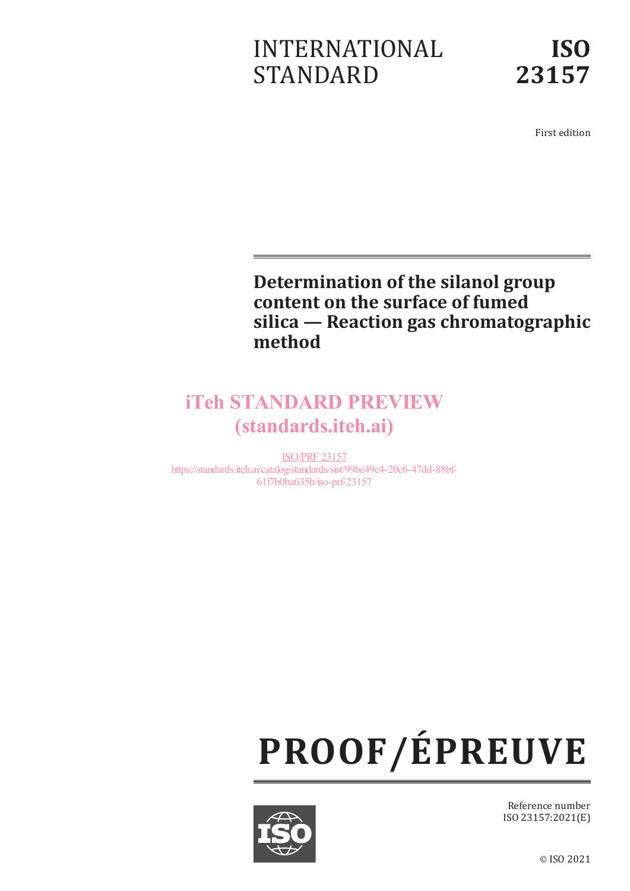INTERNATIONAL STANDARD

**ISO 23157**

First edition

# Determination of the silanol group content on the surface of fumed silica — Reaction gas chromatographic method

iTeh STANDARD PREVIEW
(standards.iteh.ai)

ISO/PRF 23157
https://standards.iteh.ai/catalog/standards/sist/99bc49c4-20c6-47dd-88bf-61f7b0ba635b/iso-prf-23157

**PROOF/ÉPREUVE**

Reference number
ISO 23157:2021(E)

© ISO 2021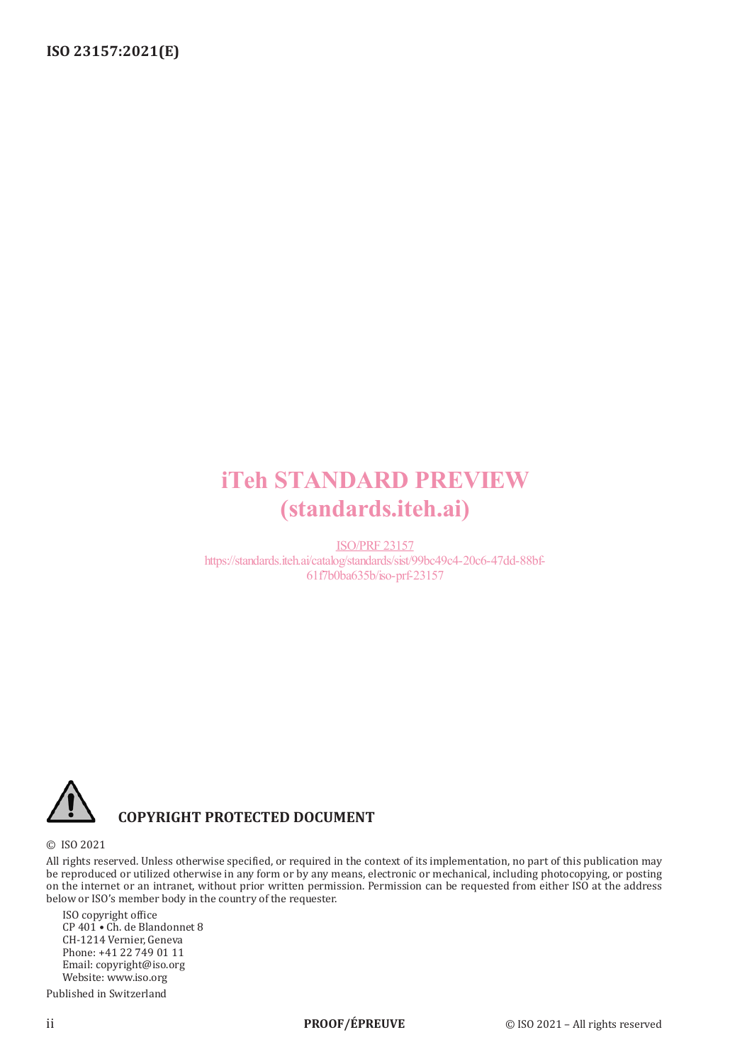iTeh STANDARD PREVIEW
(standards.iteh.ai)

ISO/PRF 23157
https://standards.iteh.ai/catalog/standards/sist/99bc49c4-20c6-47dd-88bf-61f7b0ba635b/iso-prf-23157

**COPYRIGHT PROTECTED DOCUMENT**

© ISO 2021

All rights reserved. Unless otherwise specified, or required in the context of its implementation, no part of this publication may be reproduced or utilized otherwise in any form or by any means, electronic or mechanical, including photocopying, or posting on the internet or an intranet, without prior written permission. Permission can be requested from either ISO at the address below or ISO's member body in the country of the requester.

ISO copyright office
CP 401 • Ch. de Blandonnet 8
CH-1214 Vernier, Geneva
Phone: +41 22 749 01 11
Email: copyright@iso.org
Website: www.iso.org

Published in Switzerland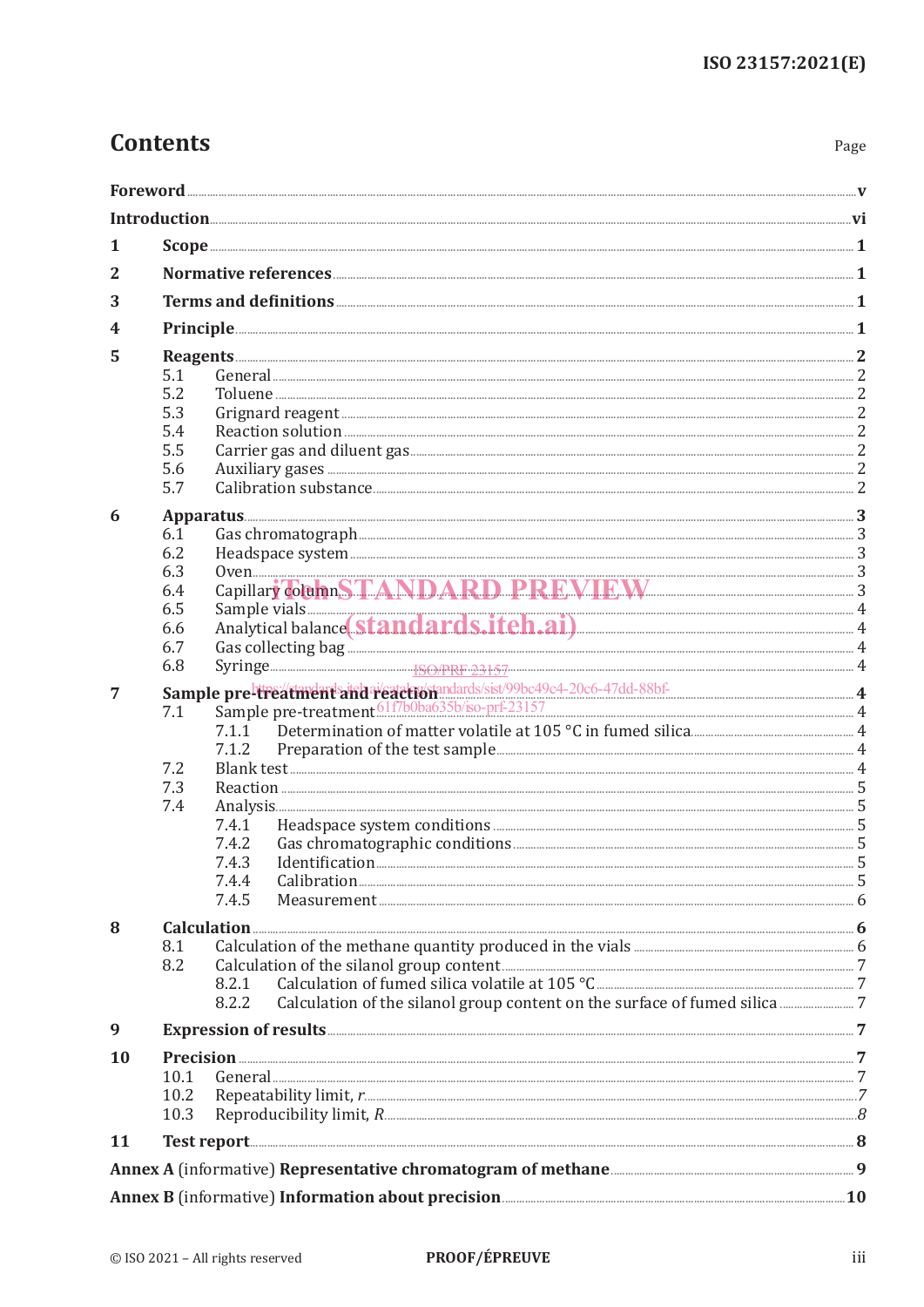# Contents

Page

**Foreword** ..... **v**

**Introduction** ..... **vi**

**1 Scope** ..... **1**

**2 Normative references** ..... **1**

**3 Terms and definitions** ..... **1**

**4 Principle** ..... **1**

**5 Reagents** ..... **2**
- 5.1 General ..... 2
- 5.2 Toluene ..... 2
- 5.3 Grignard reagent ..... 2
- 5.4 Reaction solution ..... 2
- 5.5 Carrier gas and diluent gas ..... 2
- 5.6 Auxiliary gases ..... 2
- 5.7 Calibration substance ..... 2

**6 Apparatus** ..... **3**
- 6.1 Gas chromatograph ..... 3
- 6.2 Headspace system ..... 3
- 6.3 Oven ..... 3
- 6.4 Capillary column ..... 3
- 6.5 Sample vials ..... 4
- 6.6 Analytical balance ..... 4
- 6.7 Gas collecting bag ..... 4
- 6.8 Syringe ..... 4

**7 Sample pre-treatment and reaction** ..... **4**
- 7.1 Sample pre-treatment ..... 4
  - 7.1.1 Determination of matter volatile at 105 °C in fumed silica ..... 4
  - 7.1.2 Preparation of the test sample ..... 4
- 7.2 Blank test ..... 4
- 7.3 Reaction ..... 5
- 7.4 Analysis ..... 5
  - 7.4.1 Headspace system conditions ..... 5
  - 7.4.2 Gas chromatographic conditions ..... 5
  - 7.4.3 Identification ..... 5
  - 7.4.4 Calibration ..... 5
  - 7.4.5 Measurement ..... 6

**8 Calculation** ..... **6**
- 8.1 Calculation of the methane quantity produced in the vials ..... 6
- 8.2 Calculation of the silanol group content ..... 7
  - 8.2.1 Calculation of fumed silica volatile at 105 °C ..... 7
  - 8.2.2 Calculation of the silanol group content on the surface of fumed silica ..... 7

**9 Expression of results** ..... **7**

**10 Precision** ..... **7**
- 10.1 General ..... 7
- 10.2 Repeatability limit, *r* ..... 7
- 10.3 Reproducibility limit, *R* ..... 8

**11 Test report** ..... **8**

**Annex A** (informative) **Representative chromatogram of methane** ..... **9**

**Annex B** (informative) **Information about precision** ..... **10**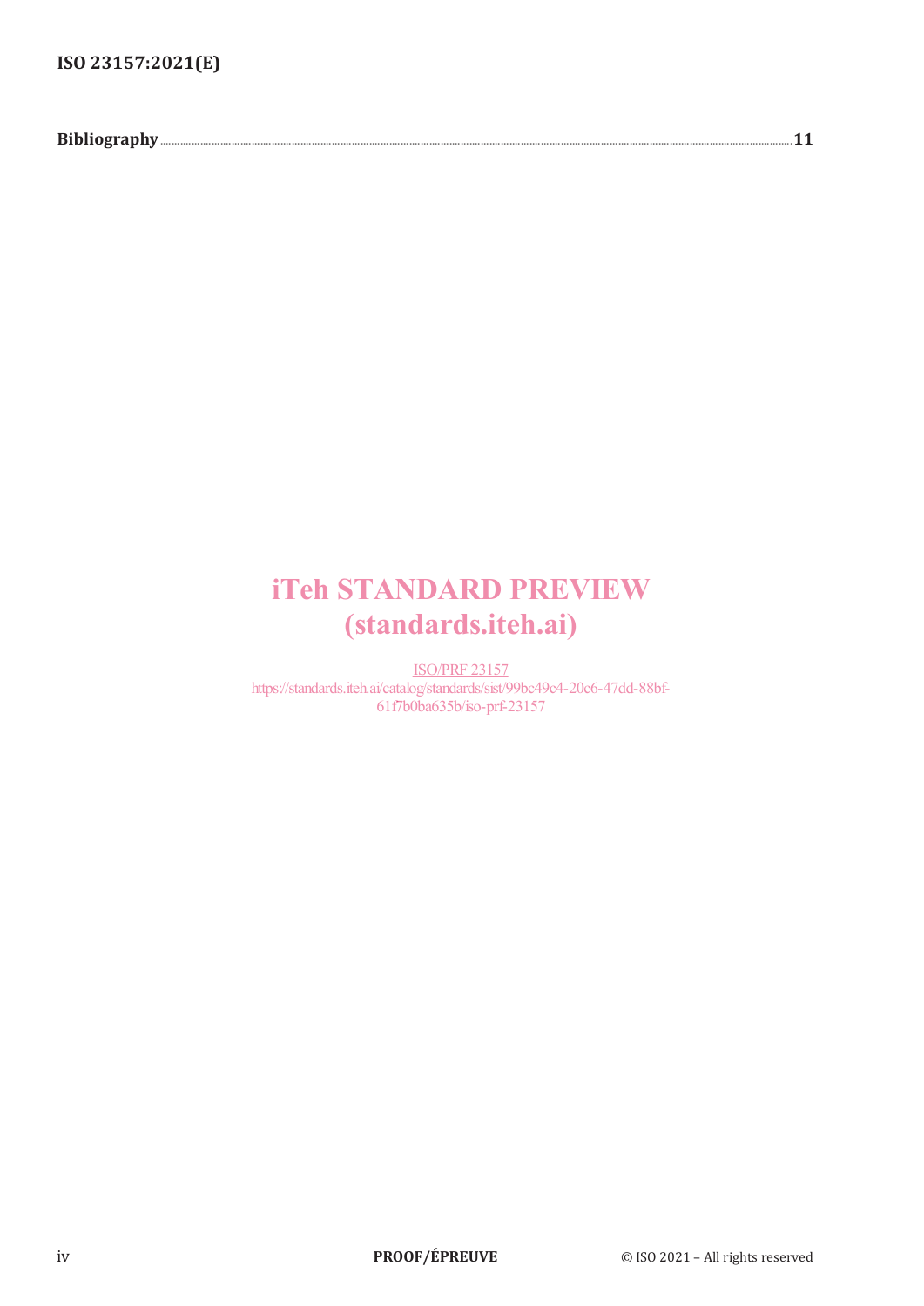**Bibliography** .......................................................................................................................................................... **11**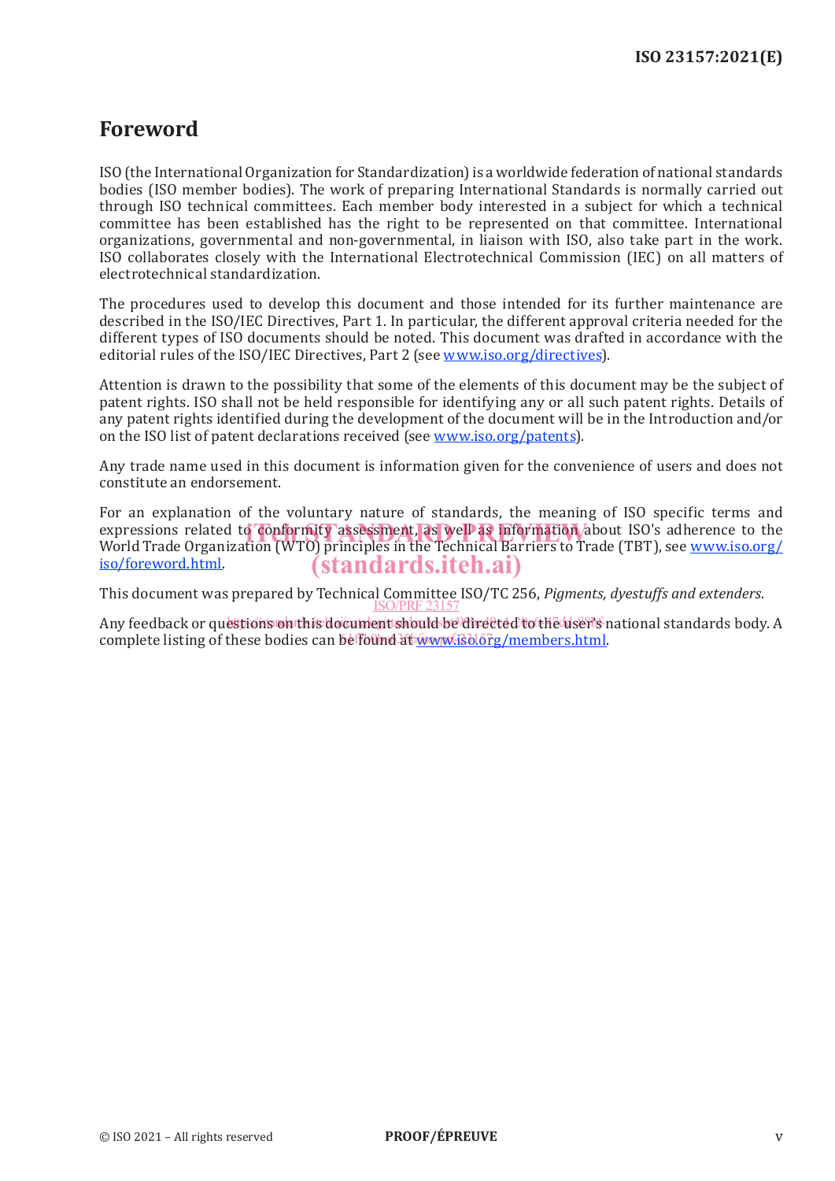# Foreword

ISO (the International Organization for Standardization) is a worldwide federation of national standards bodies (ISO member bodies). The work of preparing International Standards is normally carried out through ISO technical committees. Each member body interested in a subject for which a technical committee has been established has the right to be represented on that committee. International organizations, governmental and non-governmental, in liaison with ISO, also take part in the work. ISO collaborates closely with the International Electrotechnical Commission (IEC) on all matters of electrotechnical standardization.

The procedures used to develop this document and those intended for its further maintenance are described in the ISO/IEC Directives, Part 1. In particular, the different approval criteria needed for the different types of ISO documents should be noted. This document was drafted in accordance with the editorial rules of the ISO/IEC Directives, Part 2 (see www.iso.org/directives).

Attention is drawn to the possibility that some of the elements of this document may be the subject of patent rights. ISO shall not be held responsible for identifying any or all such patent rights. Details of any patent rights identified during the development of the document will be in the Introduction and/or on the ISO list of patent declarations received (see www.iso.org/patents).

Any trade name used in this document is information given for the convenience of users and does not constitute an endorsement.

For an explanation of the voluntary nature of standards, the meaning of ISO specific terms and expressions related to conformity assessment, as well as information about ISO's adherence to the World Trade Organization (WTO) principles in the Technical Barriers to Trade (TBT), see www.iso.org/iso/foreword.html.

This document was prepared by Technical Committee ISO/TC 256, *Pigments, dyestuffs and extenders*.

Any feedback or questions on this document should be directed to the user's national standards body. A complete listing of these bodies can be found at www.iso.org/members.html.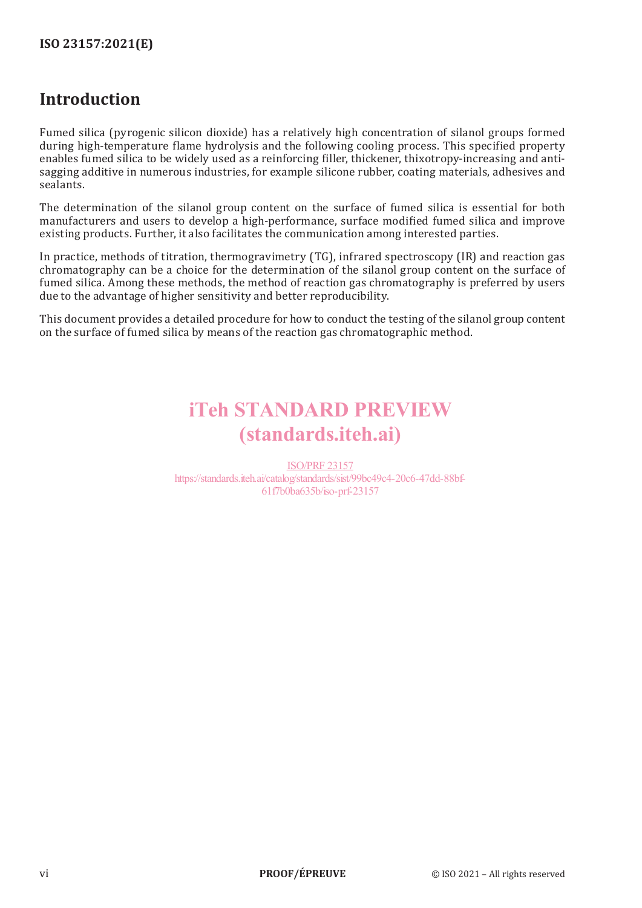# Introduction

Fumed silica (pyrogenic silicon dioxide) has a relatively high concentration of silanol groups formed during high-temperature flame hydrolysis and the following cooling process. This specified property enables fumed silica to be widely used as a reinforcing filler, thickener, thixotropy-increasing and anti-sagging additive in numerous industries, for example silicone rubber, coating materials, adhesives and sealants.

The determination of the silanol group content on the surface of fumed silica is essential for both manufacturers and users to develop a high-performance, surface modified fumed silica and improve existing products. Further, it also facilitates the communication among interested parties.

In practice, methods of titration, thermogravimetry (TG), infrared spectroscopy (IR) and reaction gas chromatography can be a choice for the determination of the silanol group content on the surface of fumed silica. Among these methods, the method of reaction gas chromatography is preferred by users due to the advantage of higher sensitivity and better reproducibility.

This document provides a detailed procedure for how to conduct the testing of the silanol group content on the surface of fumed silica by means of the reaction gas chromatographic method.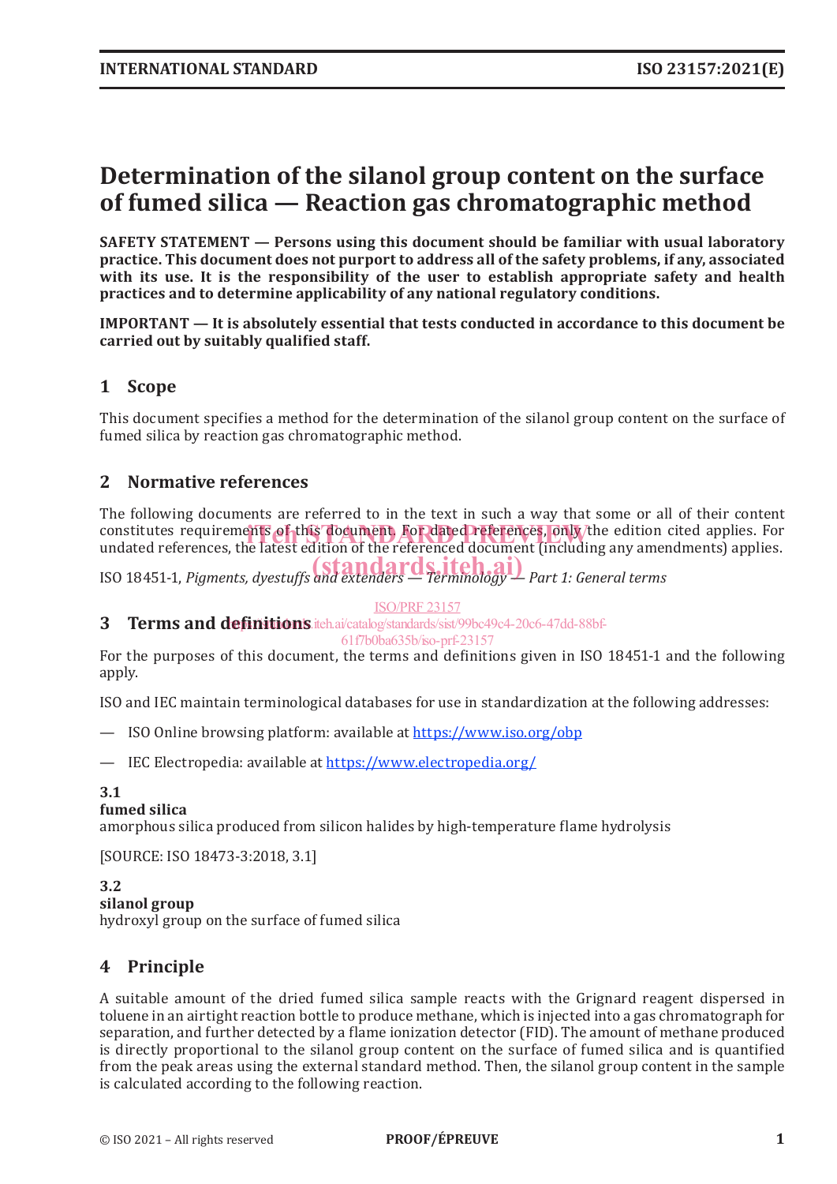# Determination of the silanol group content on the surface of fumed silica — Reaction gas chromatographic method

**SAFETY STATEMENT — Persons using this document should be familiar with usual laboratory practice. This document does not purport to address all of the safety problems, if any, associated with its use. It is the responsibility of the user to establish appropriate safety and health practices and to determine applicability of any national regulatory conditions.**

**IMPORTANT — It is absolutely essential that tests conducted in accordance to this document be carried out by suitably qualified staff.**

## 1 Scope

This document specifies a method for the determination of the silanol group content on the surface of fumed silica by reaction gas chromatographic method.

## 2 Normative references

The following documents are referred to in the text in such a way that some or all of their content constitutes requirements of this document. For dated references, only the edition cited applies. For undated references, the latest edition of the referenced document (including any amendments) applies.

ISO 18451-1, *Pigments, dyestuffs and extenders — Terminology — Part 1: General terms*

## 3 Terms and definitions

For the purposes of this document, the terms and definitions given in ISO 18451-1 and the following apply.

ISO and IEC maintain terminological databases for use in standardization at the following addresses:

— ISO Online browsing platform: available at https://www.iso.org/obp

— IEC Electropedia: available at https://www.electropedia.org/

**3.1**
**fumed silica**
amorphous silica produced from silicon halides by high-temperature flame hydrolysis

[SOURCE: ISO 18473-3:2018, 3.1]

**3.2**
**silanol group**
hydroxyl group on the surface of fumed silica

## 4 Principle

A suitable amount of the dried fumed silica sample reacts with the Grignard reagent dispersed in toluene in an airtight reaction bottle to produce methane, which is injected into a gas chromatograph for separation, and further detected by a flame ionization detector (FID). The amount of methane produced is directly proportional to the silanol group content on the surface of fumed silica and is quantified from the peak areas using the external standard method. Then, the silanol group content in the sample is calculated according to the following reaction.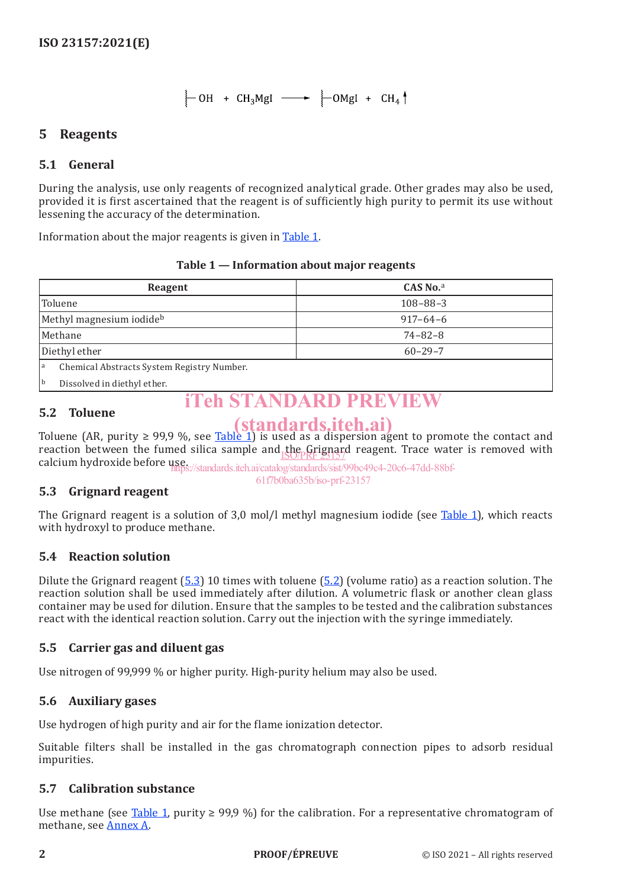$$\vdash OH + CH_3MgI \longrightarrow \vdash OMgI + CH_4 \uparrow$$

## 5 Reagents

### 5.1 General

During the analysis, use only reagents of recognized analytical grade. Other grades may also be used, provided it is first ascertained that the reagent is of sufficiently high purity to permit its use without lessening the accuracy of the determination.

Information about the major reagents is given in Table 1.

**Table 1 — Information about major reagents**

| Reagent | CAS No.[a] |
|---|---|
| Toluene | 108–88–3 |
| Methyl magnesium iodide[b] | 917–64–6 |
| Methane | 74–82–8 |
| Diethyl ether | 60–29–7 |

[a] Chemical Abstracts System Registry Number.

[b] Dissolved in diethyl ether.

### 5.2 Toluene

Toluene (AR, purity ≥ 99,9 %, see Table 1) is used as a dispersion agent to promote the contact and reaction between the fumed silica sample and the Grignard reagent. Trace water is removed with calcium hydroxide before use.

### 5.3 Grignard reagent

The Grignard reagent is a solution of 3,0 mol/l methyl magnesium iodide (see Table 1), which reacts with hydroxyl to produce methane.

### 5.4 Reaction solution

Dilute the Grignard reagent (5.3) 10 times with toluene (5.2) (volume ratio) as a reaction solution. The reaction solution shall be used immediately after dilution. A volumetric flask or another clean glass container may be used for dilution. Ensure that the samples to be tested and the calibration substances react with the identical reaction solution. Carry out the injection with the syringe immediately.

### 5.5 Carrier gas and diluent gas

Use nitrogen of 99,999 % or higher purity. High-purity helium may also be used.

### 5.6 Auxiliary gases

Use hydrogen of high purity and air for the flame ionization detector.

Suitable filters shall be installed in the gas chromatograph connection pipes to adsorb residual impurities.

### 5.7 Calibration substance

Use methane (see Table 1, purity ≥ 99,9 %) for the calibration. For a representative chromatogram of methane, see Annex A.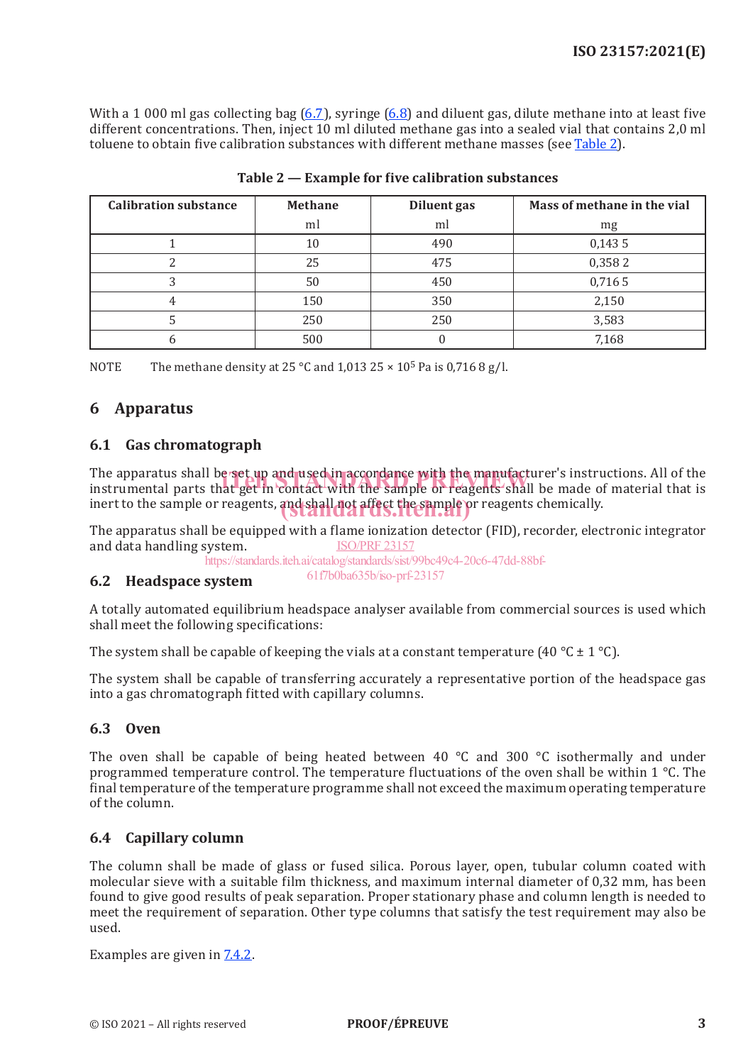With a 1 000 ml gas collecting bag (6.7), syringe (6.8) and diluent gas, dilute methane into at least five different concentrations. Then, inject 10 ml diluted methane gas into a sealed vial that contains 2,0 ml toluene to obtain five calibration substances with different methane masses (see Table 2).

**Table 2 — Example for five calibration substances**

| Calibration substance | Methane<br>ml | Diluent gas<br>ml | Mass of methane in the vial<br>mg |
|---|---|---|---|
| 1 | 10 | 490 | 0,143 5 |
| 2 | 25 | 475 | 0,358 2 |
| 3 | 50 | 450 | 0,716 5 |
| 4 | 150 | 350 | 2,150 |
| 5 | 250 | 250 | 3,583 |
| 6 | 500 | 0 | 7,168 |

NOTE The methane density at 25 °C and 1,013 25 × $10^5$ Pa is 0,716 8 g/l.

## 6 Apparatus

### 6.1 Gas chromatograph

The apparatus shall be set up and used in accordance with the manufacturer's instructions. All of the instrumental parts that get in contact with the sample or reagents shall be made of material that is inert to the sample or reagents, and shall not affect the sample or reagents chemically.

The apparatus shall be equipped with a flame ionization detector (FID), recorder, electronic integrator and data handling system.

### 6.2 Headspace system

A totally automated equilibrium headspace analyser available from commercial sources is used which shall meet the following specifications:

The system shall be capable of keeping the vials at a constant temperature (40 °C ± 1 °C).

The system shall be capable of transferring accurately a representative portion of the headspace gas into a gas chromatograph fitted with capillary columns.

### 6.3 Oven

The oven shall be capable of being heated between 40 °C and 300 °C isothermally and under programmed temperature control. The temperature fluctuations of the oven shall be within 1 °C. The final temperature of the temperature programme shall not exceed the maximum operating temperature of the column.

### 6.4 Capillary column

The column shall be made of glass or fused silica. Porous layer, open, tubular column coated with molecular sieve with a suitable film thickness, and maximum internal diameter of 0,32 mm, has been found to give good results of peak separation. Proper stationary phase and column length is needed to meet the requirement of separation. Other type columns that satisfy the test requirement may also be used.

Examples are given in 7.4.2.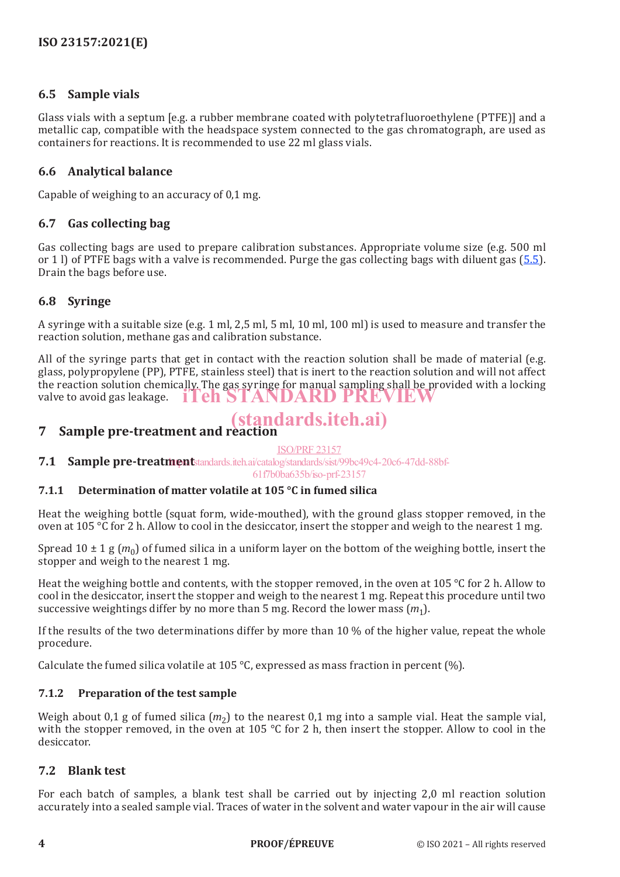## 6.5 Sample vials

Glass vials with a septum [e.g. a rubber membrane coated with polytetrafluoroethylene (PTFE)] and a metallic cap, compatible with the headspace system connected to the gas chromatograph, are used as containers for reactions. It is recommended to use 22 ml glass vials.

## 6.6 Analytical balance

Capable of weighing to an accuracy of 0,1 mg.

## 6.7 Gas collecting bag

Gas collecting bags are used to prepare calibration substances. Appropriate volume size (e.g. 500 ml or 1 l) of PTFE bags with a valve is recommended. Purge the gas collecting bags with diluent gas (5.5). Drain the bags before use.

## 6.8 Syringe

A syringe with a suitable size (e.g. 1 ml, 2,5 ml, 5 ml, 10 ml, 100 ml) is used to measure and transfer the reaction solution, methane gas and calibration substance.

All of the syringe parts that get in contact with the reaction solution shall be made of material (e.g. glass, polypropylene (PP), PTFE, stainless steel) that is inert to the reaction solution and will not affect the reaction solution chemically. The gas syringe for manual sampling shall be provided with a locking valve to avoid gas leakage.

# 7 Sample pre-treatment and reaction

## 7.1 Sample pre-treatment

### 7.1.1 Determination of matter volatile at 105 °C in fumed silica

Heat the weighing bottle (squat form, wide-mouthed), with the ground glass stopper removed, in the oven at 105 °C for 2 h. Allow to cool in the desiccator, insert the stopper and weigh to the nearest 1 mg.

Spread 10 ± 1 g ($m_0$) of fumed silica in a uniform layer on the bottom of the weighing bottle, insert the stopper and weigh to the nearest 1 mg.

Heat the weighing bottle and contents, with the stopper removed, in the oven at 105 °C for 2 h. Allow to cool in the desiccator, insert the stopper and weigh to the nearest 1 mg. Repeat this procedure until two successive weightings differ by no more than 5 mg. Record the lower mass ($m_1$).

If the results of the two determinations differ by more than 10 % of the higher value, repeat the whole procedure.

Calculate the fumed silica volatile at 105 °C, expressed as mass fraction in percent (%).

### 7.1.2 Preparation of the test sample

Weigh about 0,1 g of fumed silica ($m_2$) to the nearest 0,1 mg into a sample vial. Heat the sample vial, with the stopper removed, in the oven at 105 °C for 2 h, then insert the stopper. Allow to cool in the desiccator.

## 7.2 Blank test

For each batch of samples, a blank test shall be carried out by injecting 2,0 ml reaction solution accurately into a sealed sample vial. Traces of water in the solvent and water vapour in the air will cause